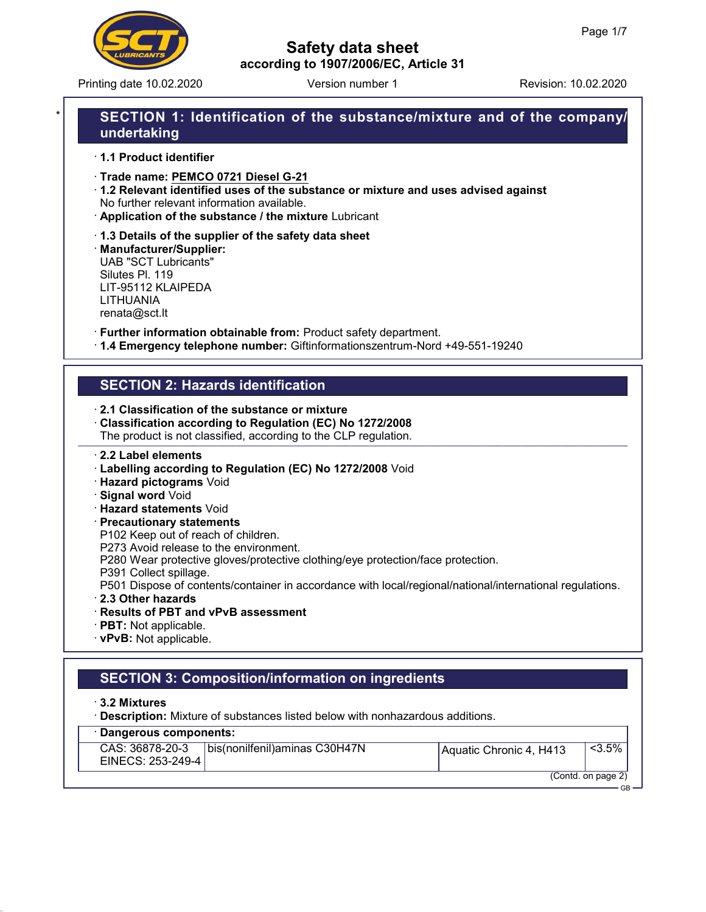# Safety data sheet

**according to 1907/2006/EC, Article 31**

Printing date 10.02.2020 Version number 1 Revision: 10.02.2020

## SECTION 1: Identification of the substance/mixture and of the company/undertaking

· **1.1 Product identifier**

· **Trade name: PEMCO 0721 Diesel G-21**

· **1.2 Relevant identified uses of the substance or mixture and uses advised against**
No further relevant information available.

· **Application of the substance / the mixture** Lubricant

· **1.3 Details of the supplier of the safety data sheet**

· **Manufacturer/Supplier:**
UAB "SCT Lubricants"
Silutes Pl. 119
LIT-95112 KLAIPEDA
LITHUANIA
renata@sct.lt

· **Further information obtainable from:** Product safety department.

· **1.4 Emergency telephone number:** Giftinformationszentrum-Nord +49-551-19240

## SECTION 2: Hazards identification

· **2.1 Classification of the substance or mixture**

· **Classification according to Regulation (EC) No 1272/2008**
The product is not classified, according to the CLP regulation.

· **2.2 Label elements**

· **Labelling according to Regulation (EC) No 1272/2008** Void

· **Hazard pictograms** Void

· **Signal word** Void

· **Hazard statements** Void

· **Precautionary statements**
P102 Keep out of reach of children.
P273 Avoid release to the environment.
P280 Wear protective gloves/protective clothing/eye protection/face protection.
P391 Collect spillage.
P501 Dispose of contents/container in accordance with local/regional/national/international regulations.

· **2.3 Other hazards**

· **Results of PBT and vPvB assessment**

· **PBT:** Not applicable.

· **vPvB:** Not applicable.

## SECTION 3: Composition/information on ingredients

· **3.2 Mixtures**

· **Description:** Mixture of substances listed below with nonhazardous additions.

· **Dangerous components:**

| | | | |
|---|---|---|---|
| CAS: 36878-20-3<br>EINECS: 253-249-4 | bis(nonilfenil)aminas $C_{30}H_{47}N$ | Aquatic Chronic 4, H413 | <3.5% |

(Contd. on page 2)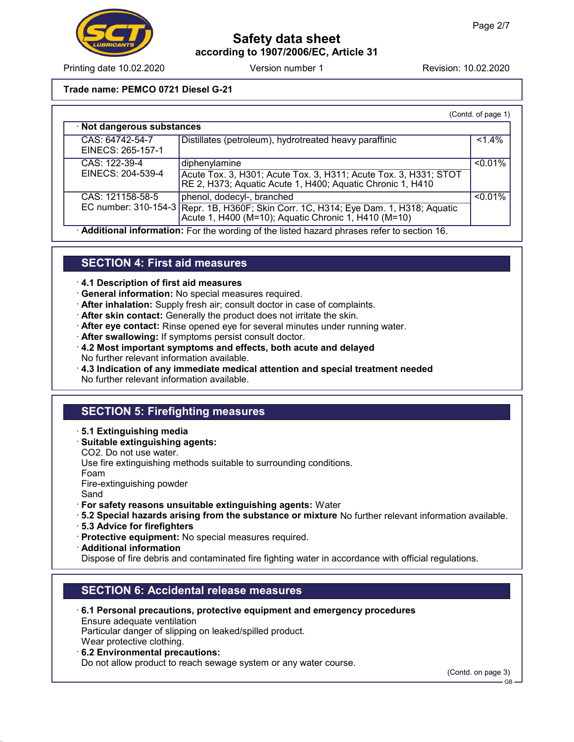**Trade name: PEMCO 0721 Diesel G-21**

(Contd. of page 1)

| · Not dangerous substances | | |
|---|---|---|
| CAS: 64742-54-7<br>EINECS: 265-157-1 | Distillates (petroleum), hydrotreated heavy paraffinic | <1.4% |
| CAS: 122-39-4<br>EINECS: 204-539-4 | diphenylamine<br>Acute Tox. 3, H301; Acute Tox. 3, H311; Acute Tox. 3, H331; STOT RE 2, H373; Aquatic Acute 1, H400; Aquatic Chronic 1, H410 | <0.01% |
| CAS: 121158-58-5<br>EC number: 310-154-3 | phenol, dodecyl-, branched<br>Repr. 1B, H360F; Skin Corr. 1C, H314; Eye Dam. 1, H318; Aquatic Acute 1, H400 (M=10); Aquatic Chronic 1, H410 (M=10) | <0.01% |

· **Additional information:** For the wording of the listed hazard phrases refer to section 16.

## SECTION 4: First aid measures

· **4.1 Description of first aid measures**
· **General information:** No special measures required.
· **After inhalation:** Supply fresh air; consult doctor in case of complaints.
· **After skin contact:** Generally the product does not irritate the skin.
· **After eye contact:** Rinse opened eye for several minutes under running water.
· **After swallowing:** If symptoms persist consult doctor.
· **4.2 Most important symptoms and effects, both acute and delayed**
No further relevant information available.
· **4.3 Indication of any immediate medical attention and special treatment needed**
No further relevant information available.

## SECTION 5: Firefighting measures

· **5.1 Extinguishing media**
· **Suitable extinguishing agents:**
$CO_2$. Do not use water.
Use fire extinguishing methods suitable to surrounding conditions.
Foam
Fire-extinguishing powder
Sand
· **For safety reasons unsuitable extinguishing agents:** Water
· **5.2 Special hazards arising from the substance or mixture** No further relevant information available.
· **5.3 Advice for firefighters**
· **Protective equipment:** No special measures required.
· **Additional information**
Dispose of fire debris and contaminated fire fighting water in accordance with official regulations.

## SECTION 6: Accidental release measures

· **6.1 Personal precautions, protective equipment and emergency procedures**
Ensure adequate ventilation
Particular danger of slipping on leaked/spilled product.
Wear protective clothing.
· **6.2 Environmental precautions:**
Do not allow product to reach sewage system or any water course.

(Contd. on page 3)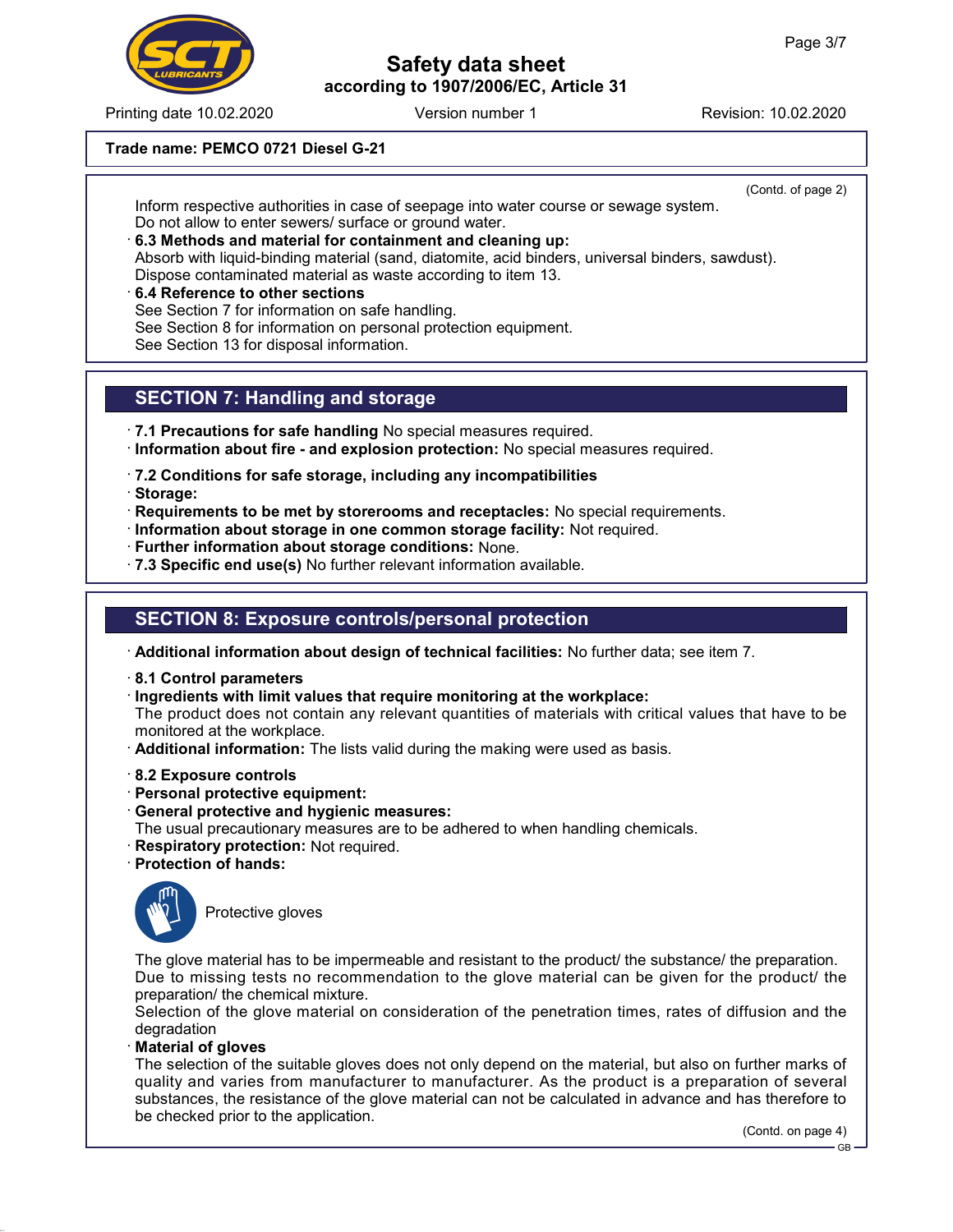**Trade name: PEMCO 0721 Diesel G-21**

(Contd. of page 2)

Inform respective authorities in case of seepage into water course or sewage system.
Do not allow to enter sewers/ surface or ground water.

· **6.3 Methods and material for containment and cleaning up:**
Absorb with liquid-binding material (sand, diatomite, acid binders, universal binders, sawdust).
Dispose contaminated material as waste according to item 13.

· **6.4 Reference to other sections**
See Section 7 for information on safe handling.
See Section 8 for information on personal protection equipment.
See Section 13 for disposal information.

## SECTION 7: Handling and storage

· **7.1 Precautions for safe handling** No special measures required.
· **Information about fire - and explosion protection:** No special measures required.

· **7.2 Conditions for safe storage, including any incompatibilities**
· **Storage:**
· **Requirements to be met by storerooms and receptacles:** No special requirements.
· **Information about storage in one common storage facility:** Not required.
· **Further information about storage conditions:** None.
· **7.3 Specific end use(s)** No further relevant information available.

## SECTION 8: Exposure controls/personal protection

· **Additional information about design of technical facilities:** No further data; see item 7.

· **8.1 Control parameters**
· **Ingredients with limit values that require monitoring at the workplace:**
The product does not contain any relevant quantities of materials with critical values that have to be monitored at the workplace.
· **Additional information:** The lists valid during the making were used as basis.

· **8.2 Exposure controls**
· **Personal protective equipment:**
· **General protective and hygienic measures:**
The usual precautionary measures are to be adhered to when handling chemicals.
· **Respiratory protection:** Not required.
· **Protection of hands:**

Protective gloves

The glove material has to be impermeable and resistant to the product/ the substance/ the preparation.
Due to missing tests no recommendation to the glove material can be given for the product/ the preparation/ the chemical mixture.
Selection of the glove material on consideration of the penetration times, rates of diffusion and the degradation

· **Material of gloves**
The selection of the suitable gloves does not only depend on the material, but also on further marks of quality and varies from manufacturer to manufacturer. As the product is a preparation of several substances, the resistance of the glove material can not be calculated in advance and has therefore to be checked prior to the application.

(Contd. on page 4)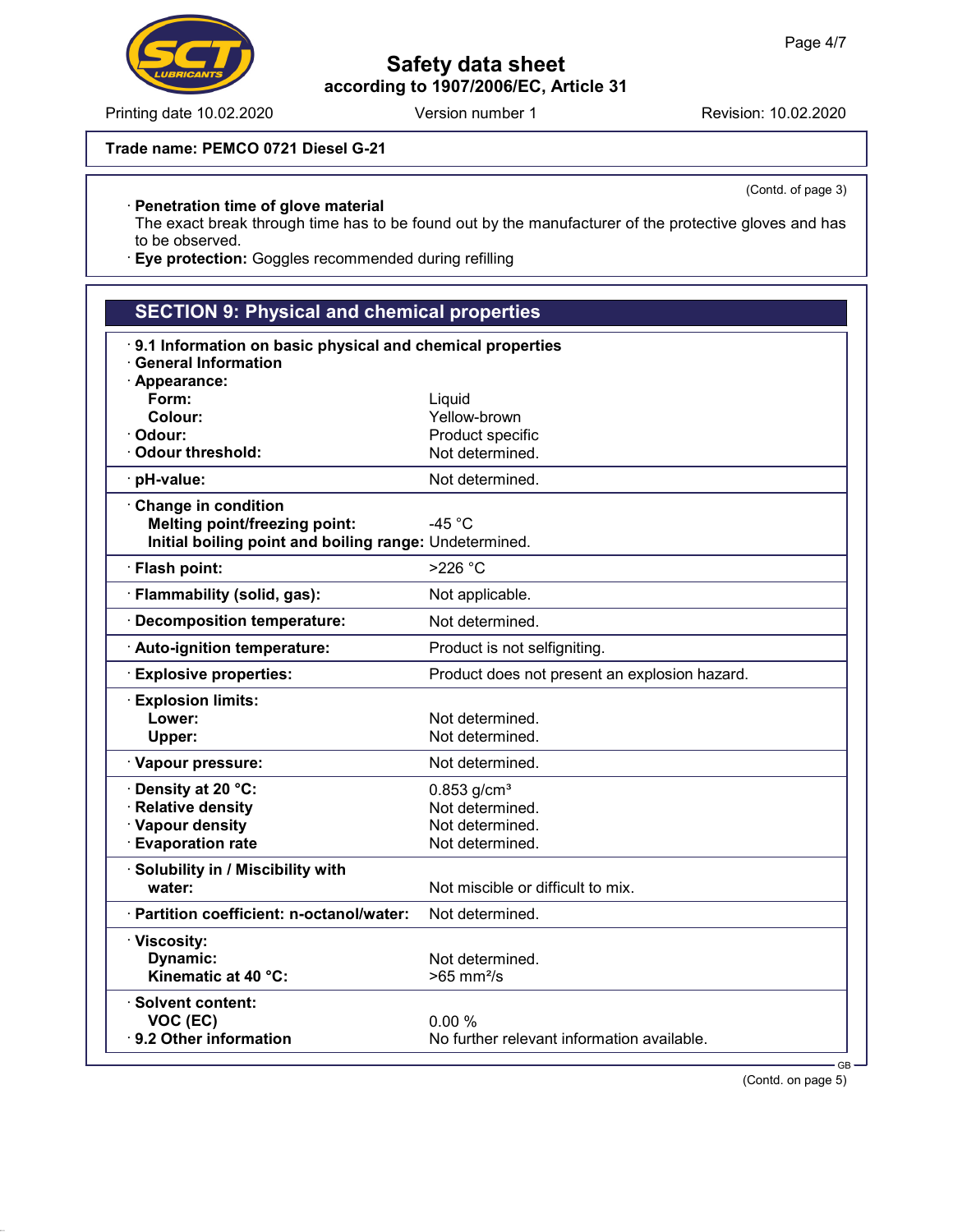**Trade name: PEMCO 0721 Diesel G-21**

(Contd. of page 3)

· **Penetration time of glove material**
The exact break through time has to be found out by the manufacturer of the protective gloves and has to be observed.
· **Eye protection:** Goggles recommended during refilling

## SECTION 9: Physical and chemical properties

· **9.1 Information on basic physical and chemical properties**
· **General Information**

| | |
|---|---|
| · **Appearance:** | |
| **Form:** | Liquid |
| **Colour:** | Yellow-brown |
| · **Odour:** | Product specific |
| · **Odour threshold:** | Not determined. |
| · **pH-value:** | Not determined. |
| · **Change in condition** | |
| **Melting point/freezing point:** | -45 °C |
| **Initial boiling point and boiling range:** | Undetermined. |
| · **Flash point:** | >226 °C |
| · **Flammability (solid, gas):** | Not applicable. |
| · **Decomposition temperature:** | Not determined. |
| · **Auto-ignition temperature:** | Product is not selfigniting. |
| · **Explosive properties:** | Product does not present an explosion hazard. |
| · **Explosion limits:** | |
| **Lower:** | Not determined. |
| **Upper:** | Not determined. |
| · **Vapour pressure:** | Not determined. |
| · **Density at 20 °C:** | 0.853 g/cm³ |
| · **Relative density** | Not determined. |
| · **Vapour density** | Not determined. |
| · **Evaporation rate** | Not determined. |
| · **Solubility in / Miscibility with water:** | Not miscible or difficult to mix. |
| · **Partition coefficient: n-octanol/water:** | Not determined. |
| · **Viscosity:** | |
| **Dynamic:** | Not determined. |
| **Kinematic at 40 °C:** | >65 mm²/s |
| · **Solvent content:** | |
| **VOC (EC)** | 0.00 % |
| · **9.2 Other information** | No further relevant information available. |

(Contd. on page 5)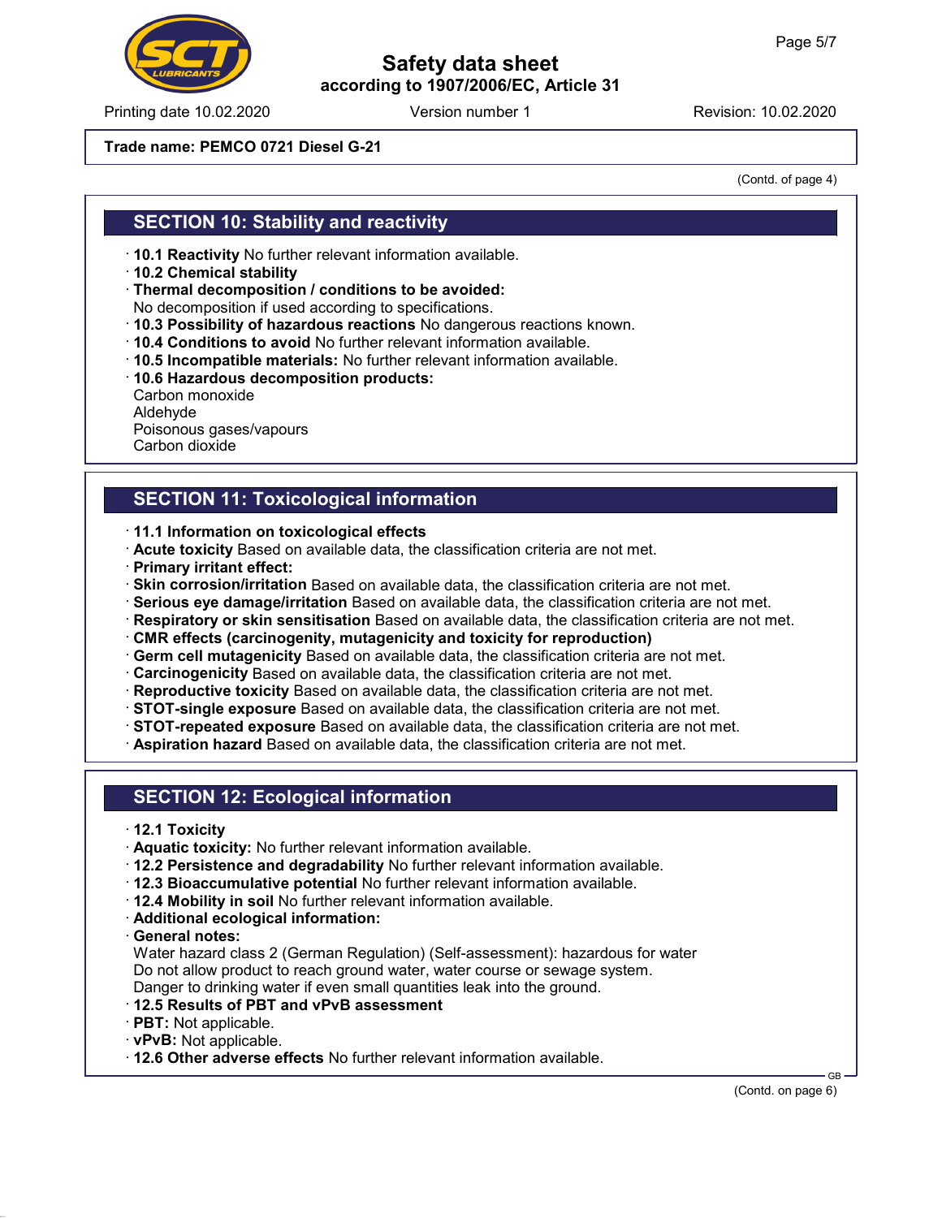**Trade name: PEMCO 0721 Diesel G-21**

(Contd. of page 4)

## SECTION 10: Stability and reactivity

· **10.1 Reactivity** No further relevant information available.
· **10.2 Chemical stability**
· **Thermal decomposition / conditions to be avoided:**
No decomposition if used according to specifications.
· **10.3 Possibility of hazardous reactions** No dangerous reactions known.
· **10.4 Conditions to avoid** No further relevant information available.
· **10.5 Incompatible materials:** No further relevant information available.
· **10.6 Hazardous decomposition products:**
Carbon monoxide
Aldehyde
Poisonous gases/vapours
Carbon dioxide

## SECTION 11: Toxicological information

· **11.1 Information on toxicological effects**
· **Acute toxicity** Based on available data, the classification criteria are not met.
· **Primary irritant effect:**
· **Skin corrosion/irritation** Based on available data, the classification criteria are not met.
· **Serious eye damage/irritation** Based on available data, the classification criteria are not met.
· **Respiratory or skin sensitisation** Based on available data, the classification criteria are not met.
· **CMR effects (carcinogenity, mutagenicity and toxicity for reproduction)**
· **Germ cell mutagenicity** Based on available data, the classification criteria are not met.
· **Carcinogenicity** Based on available data, the classification criteria are not met.
· **Reproductive toxicity** Based on available data, the classification criteria are not met.
· **STOT-single exposure** Based on available data, the classification criteria are not met.
· **STOT-repeated exposure** Based on available data, the classification criteria are not met.
· **Aspiration hazard** Based on available data, the classification criteria are not met.

## SECTION 12: Ecological information

· **12.1 Toxicity**
· **Aquatic toxicity:** No further relevant information available.
· **12.2 Persistence and degradability** No further relevant information available.
· **12.3 Bioaccumulative potential** No further relevant information available.
· **12.4 Mobility in soil** No further relevant information available.
· **Additional ecological information:**
· **General notes:**
Water hazard class 2 (German Regulation) (Self-assessment): hazardous for water
Do not allow product to reach ground water, water course or sewage system.
Danger to drinking water if even small quantities leak into the ground.
· **12.5 Results of PBT and vPvB assessment**
· **PBT:** Not applicable.
· **vPvB:** Not applicable.
· **12.6 Other adverse effects** No further relevant information available.

(Contd. on page 6)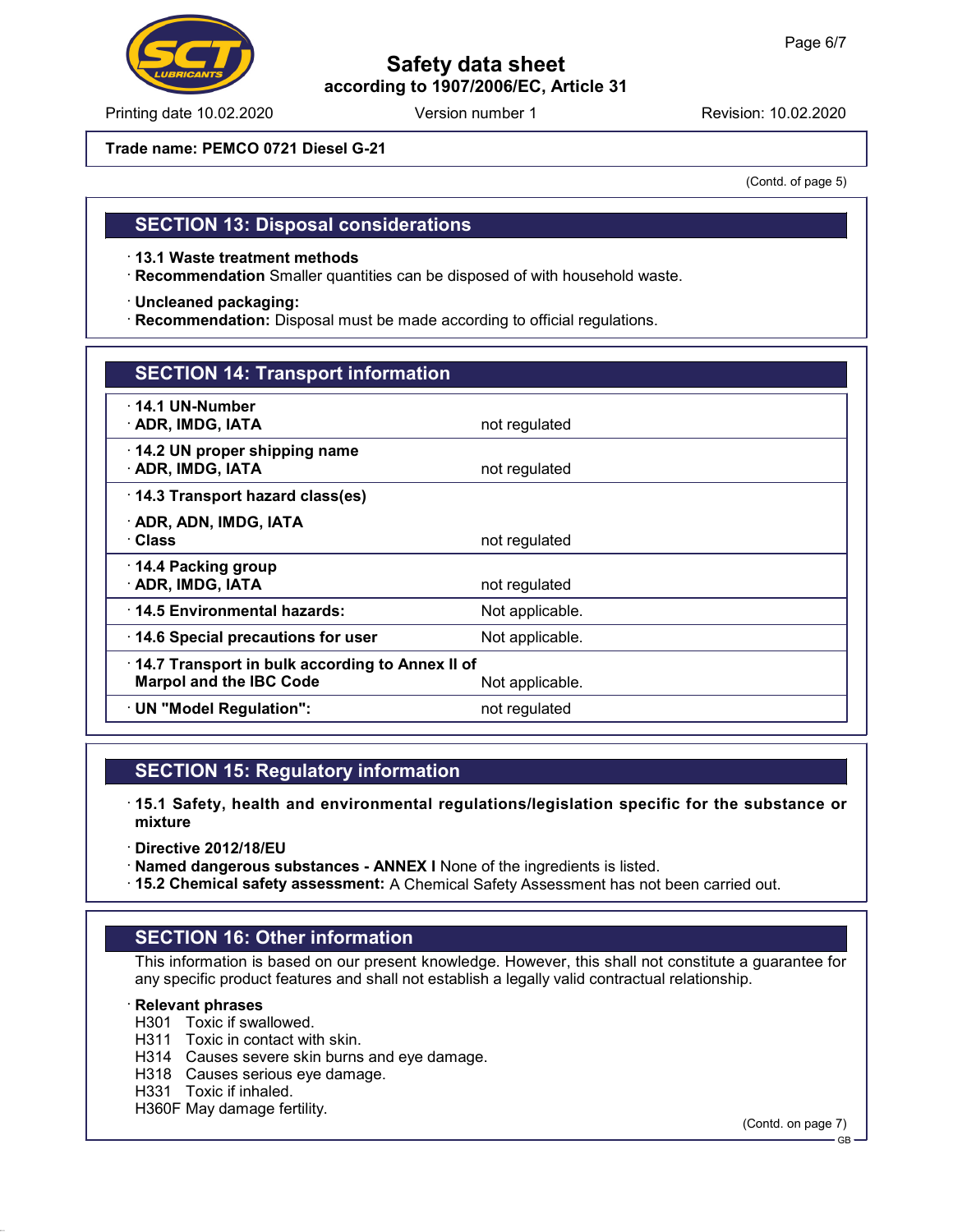Trade name: PEMCO 0721 Diesel G-21

(Contd. of page 5)

## SECTION 13: Disposal considerations

· **13.1 Waste treatment methods**
· **Recommendation** Smaller quantities can be disposed of with household waste.

· **Uncleaned packaging:**
· **Recommendation:** Disposal must be made according to official regulations.

## SECTION 14: Transport information

| | |
|---|---|
| · **14.1 UN-Number**<br>· **ADR, IMDG, IATA** | not regulated |
| · **14.2 UN proper shipping name**<br>· **ADR, IMDG, IATA** | not regulated |
| · **14.3 Transport hazard class(es)**<br>· **ADR, ADN, IMDG, IATA**<br>· **Class** | not regulated |
| · **14.4 Packing group**<br>· **ADR, IMDG, IATA** | not regulated |
| · **14.5 Environmental hazards:** | Not applicable. |
| · **14.6 Special precautions for user** | Not applicable. |
| · **14.7 Transport in bulk according to Annex II of Marpol and the IBC Code** | Not applicable. |
| · **UN "Model Regulation":** | not regulated |

## SECTION 15: Regulatory information

· **15.1 Safety, health and environmental regulations/legislation specific for the substance or mixture**

· **Directive 2012/18/EU**
· **Named dangerous substances - ANNEX I** None of the ingredients is listed.
· **15.2 Chemical safety assessment:** A Chemical Safety Assessment has not been carried out.

## SECTION 16: Other information

This information is based on our present knowledge. However, this shall not constitute a guarantee for any specific product features and shall not establish a legally valid contractual relationship.

· **Relevant phrases**
H301 Toxic if swallowed.
H311 Toxic in contact with skin.
H314 Causes severe skin burns and eye damage.
H318 Causes serious eye damage.
H331 Toxic if inhaled.
H360F May damage fertility.

(Contd. on page 7)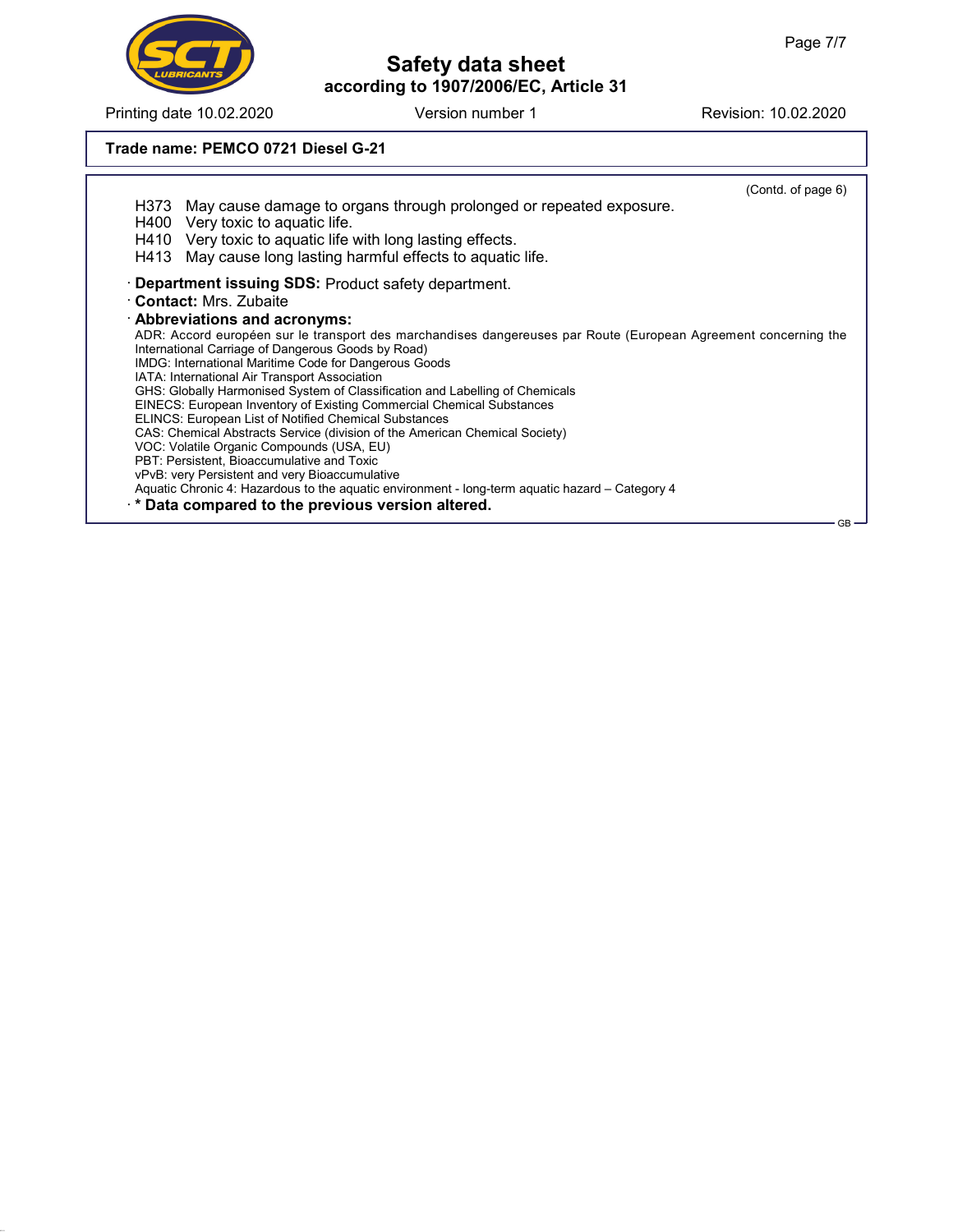Safety data sheet
according to 1907/2006/EC, Article 31

Printing date 10.02.2020 Version number 1 Revision: 10.02.2020

**Trade name: PEMCO 0721 Diesel G-21**

(Contd. of page 6)

H373 May cause damage to organs through prolonged or repeated exposure.
H400 Very toxic to aquatic life.
H410 Very toxic to aquatic life with long lasting effects.
H413 May cause long lasting harmful effects to aquatic life.

· **Department issuing SDS:** Product safety department.
· **Contact:** Mrs. Zubaite
· **Abbreviations and acronyms:**
ADR: Accord européen sur le transport des marchandises dangereuses par Route (European Agreement concerning the International Carriage of Dangerous Goods by Road)
IMDG: International Maritime Code for Dangerous Goods
IATA: International Air Transport Association
GHS: Globally Harmonised System of Classification and Labelling of Chemicals
EINECS: European Inventory of Existing Commercial Chemical Substances
ELINCS: European List of Notified Chemical Substances
CAS: Chemical Abstracts Service (division of the American Chemical Society)
VOC: Volatile Organic Compounds (USA, EU)
PBT: Persistent, Bioaccumulative and Toxic
vPvB: very Persistent and very Bioaccumulative
Aquatic Chronic 4: Hazardous to the aquatic environment - long-term aquatic hazard – Category 4
· **\* Data compared to the previous version altered.**

GB